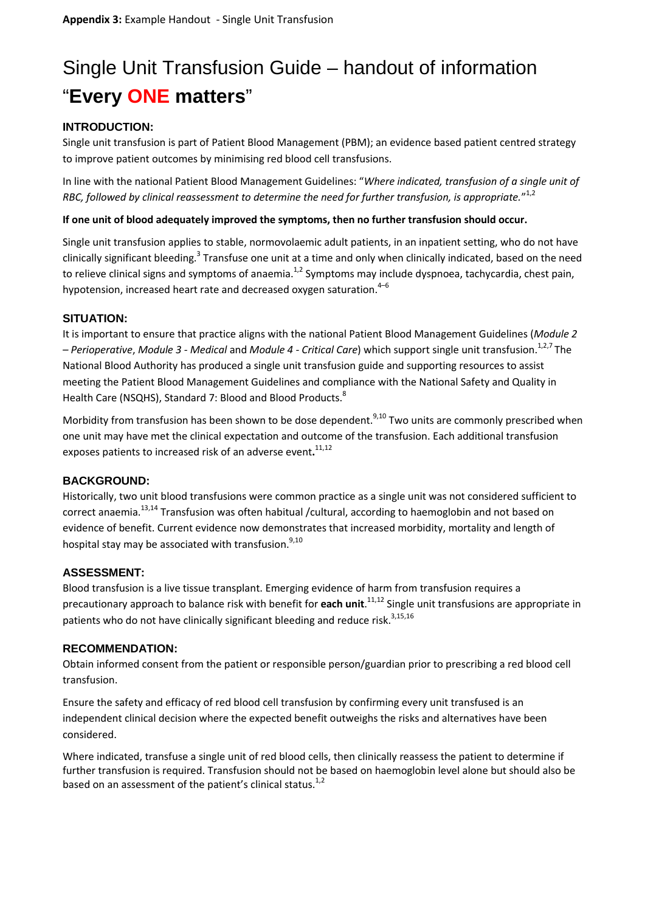**Appendix 3:** Example Handout - Single Unit Transfusion

# Single Unit Transfusion Guide – handout of information "**Every ONE matters**"

### INTRODUCTION:

Single unit transfusion is part of Patient Blood Management (PBM); an evidence based patient centred strategy to improve patient outcomes by minimising red blood cell transfusions.

In line with the national Patient Blood Management Guidelines: "*Where indicated, transfusion of a single unit of RBC, followed by clinical reassessment to determine the need for further transfusion, is appropriate.*"[1,2]

**If one unit of blood adequately improved the symptoms, then no further transfusion should occur.**

Single unit transfusion applies to stable, normovolaemic adult patients, in an inpatient setting, who do not have clinically significant bleeding.[3] Transfuse one unit at a time and only when clinically indicated, based on the need to relieve clinical signs and symptoms of anaemia.[1,2] Symptoms may include dyspnoea, tachycardia, chest pain, hypotension, increased heart rate and decreased oxygen saturation.[4–6]

### SITUATION:

It is important to ensure that practice aligns with the national Patient Blood Management Guidelines (*Module 2 – Perioperative*, *Module 3 - Medical* and *Module 4 - Critical Care*) which support single unit transfusion.[1,2,7] The National Blood Authority has produced a single unit transfusion guide and supporting resources to assist meeting the Patient Blood Management Guidelines and compliance with the National Safety and Quality in Health Care (NSQHS), Standard 7: Blood and Blood Products.[8]

Morbidity from transfusion has been shown to be dose dependent.[9,10] Two units are commonly prescribed when one unit may have met the clinical expectation and outcome of the transfusion. Each additional transfusion exposes patients to increased risk of an adverse event**.**[11,12]

### BACKGROUND:

Historically, two unit blood transfusions were common practice as a single unit was not considered sufficient to correct anaemia.[13,14] Transfusion was often habitual /cultural, according to haemoglobin and not based on evidence of benefit. Current evidence now demonstrates that increased morbidity, mortality and length of hospital stay may be associated with transfusion.[9,10]

### ASSESSMENT:

Blood transfusion is a live tissue transplant. Emerging evidence of harm from transfusion requires a precautionary approach to balance risk with benefit for **each unit**.[11,12] Single unit transfusions are appropriate in patients who do not have clinically significant bleeding and reduce risk.[3,15,16]

### RECOMMENDATION:

Obtain informed consent from the patient or responsible person/guardian prior to prescribing a red blood cell transfusion.

Ensure the safety and efficacy of red blood cell transfusion by confirming every unit transfused is an independent clinical decision where the expected benefit outweighs the risks and alternatives have been considered.

Where indicated, transfuse a single unit of red blood cells, then clinically reassess the patient to determine if further transfusion is required. Transfusion should not be based on haemoglobin level alone but should also be based on an assessment of the patient's clinical status.[1,2]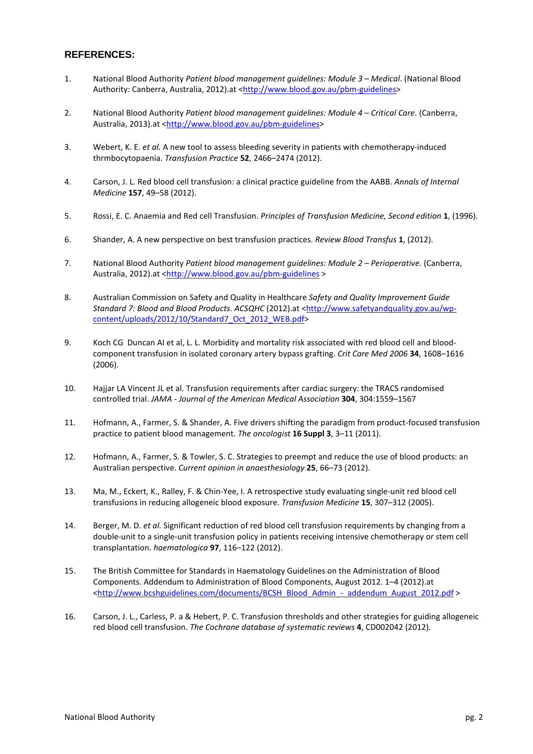## REFERENCES:

1. National Blood Authority *Patient blood management guidelines: Module 3 – Medical*. (National Blood Authority: Canberra, Australia, 2012).at <http://www.blood.gov.au/pbm-guidelines>

2. National Blood Authority *Patient blood management guidelines: Module 4 – Critical Care*. (Canberra, Australia, 2013).at <http://www.blood.gov.au/pbm-guidelines>

3. Webert, K. E. *et al.* A new tool to assess bleeding severity in patients with chemotherapy-induced thrmbocytopaenia. *Transfusion Practice* **52**, 2466–2474 (2012).

4. Carson, J. L. Red blood cell transfusion: a clinical practice guideline from the AABB. *Annals of Internal Medicine* **157**, 49–58 (2012).

5. Rossi, E. C. Anaemia and Red cell Transfusion. *Principles of Transfusion Medicine, Second edition* **1**, (1996).

6. Shander, A. A new perspective on best transfusion practices. *Review Blood Transfus* **1**, (2012).

7. National Blood Authority *Patient blood management guidelines: Module 2 – Perioperative.* (Canberra, Australia, 2012).at <http://www.blood.gov.au/pbm-guidelines >

8. Australian Commission on Safety and Quality in Healthcare *Safety and Quality Improvement Guide Standard 7: Blood and Blood Products*. *ACSQHC* (2012).at <http://www.safetyandquality.gov.au/wp-content/uploads/2012/10/Standard7_Oct_2012_WEB.pdf>

9. Koch CG Duncan AI et al, L. L. Morbidity and mortality risk associated with red blood cell and blood-component transfusion in isolated coronary artery bypass grafting. *Crit Care Med 2006* **34**, 1608–1616 (2006).

10. Hajjar LA Vincent JL et al. Transfusion requirements after cardiac surgery: the TRACS randomised controlled trial. *JAMA - Journal of the American Medical Association* **304**, 304:1559–1567

11. Hofmann, A., Farmer, S. & Shander, A. Five drivers shifting the paradigm from product-focused transfusion practice to patient blood management. *The oncologist* **16 Suppl 3**, 3–11 (2011).

12. Hofmann, A., Farmer, S. & Towler, S. C. Strategies to preempt and reduce the use of blood products: an Australian perspective. *Current opinion in anaesthesiology* **25**, 66–73 (2012).

13. Ma, M., Eckert, K., Ralley, F. & Chin-Yee, I. A retrospective study evaluating single-unit red blood cell transfusions in reducing allogeneic blood exposure. *Transfusion Medicine* **15**, 307–312 (2005).

14. Berger, M. D. *et al.* Significant reduction of red blood cell transfusion requirements by changing from a double-unit to a single-unit transfusion policy in patients receiving intensive chemotherapy or stem cell transplantation. *haematologica* **97**, 116–122 (2012).

15. The British Committee for Standards in Haematology Guidelines on the Administration of Blood Components. Addendum to Administration of Blood Components, August 2012. 1–4 (2012).at <http://www.bcshguidelines.com/documents/BCSH_Blood_Admin_-_addendum_August_2012.pdf >

16. Carson, J. L., Carless, P. a & Hebert, P. C. Transfusion thresholds and other strategies for guiding allogeneic red blood cell transfusion. *The Cochrane database of systematic reviews* **4**, CD002042 (2012).